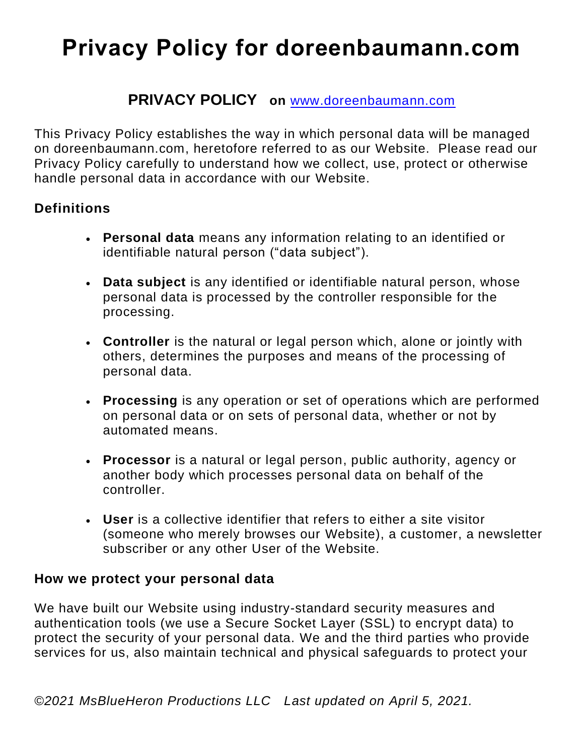# Privacy Policy for doreenbaumann.com

## PRIVACY POLICY on www.doreenbaumann.com

This Privacy Policy establishes the way in which personal data will be managed on doreenbaumann.com, heretofore referred to as our Website. Please read our Privacy Policy carefully to understand how we collect, use, protect or otherwise handle personal data in accordance with our Website.

### Definitions

- **Personal data** means any information relating to an identified or identifiable natural person ("data subject").
- **Data subject** is any identified or identifiable natural person, whose personal data is processed by the controller responsible for the processing.
- **Controller** is the natural or legal person which, alone or jointly with others, determines the purposes and means of the processing of personal data.
- **Processing** is any operation or set of operations which are performed on personal data or on sets of personal data, whether or not by automated means.
- **Processor** is a natural or legal person, public authority, agency or another body which processes personal data on behalf of the controller.
- **User** is a collective identifier that refers to either a site visitor (someone who merely browses our Website), a customer, a newsletter subscriber or any other User of the Website.

### How we protect your personal data

We have built our Website using industry-standard security measures and authentication tools (we use a Secure Socket Layer (SSL) to encrypt data) to protect the security of your personal data. We and the third parties who provide services for us, also maintain technical and physical safeguards to protect your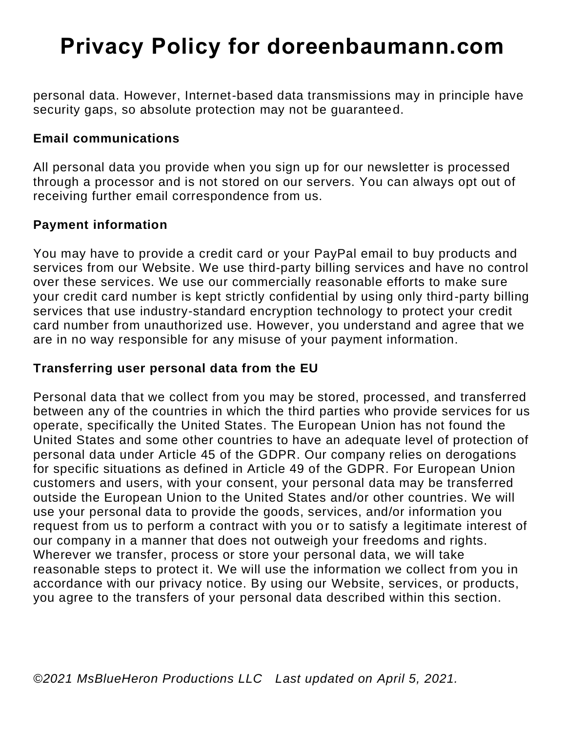personal data. However, Internet-based data transmissions may in principle have security gaps, so absolute protection may not be guaranteed.

**Email communications**

All personal data you provide when you sign up for our newsletter is processed through a processor and is not stored on our servers. You can always opt out of receiving further email correspondence from us.

**Payment information**

You may have to provide a credit card or your PayPal email to buy products and services from our Website. We use third-party billing services and have no control over these services. We use our commercially reasonable efforts to make sure your credit card number is kept strictly confidential by using only third-party billing services that use industry-standard encryption technology to protect your credit card number from unauthorized use. However, you understand and agree that we are in no way responsible for any misuse of your payment information.

**Transferring user personal data from the EU**

Personal data that we collect from you may be stored, processed, and transferred between any of the countries in which the third parties who provide services for us operate, specifically the United States. The European Union has not found the United States and some other countries to have an adequate level of protection of personal data under Article 45 of the GDPR. Our company relies on derogations for specific situations as defined in Article 49 of the GDPR. For European Union customers and users, with your consent, your personal data may be transferred outside the European Union to the United States and/or other countries. We will use your personal data to provide the goods, services, and/or information you request from us to perform a contract with you or to satisfy a legitimate interest of our company in a manner that does not outweigh your freedoms and rights. Wherever we transfer, process or store your personal data, we will take reasonable steps to protect it. We will use the information we collect from you in accordance with our privacy notice. By using our Website, services, or products, you agree to the transfers of your personal data described within this section.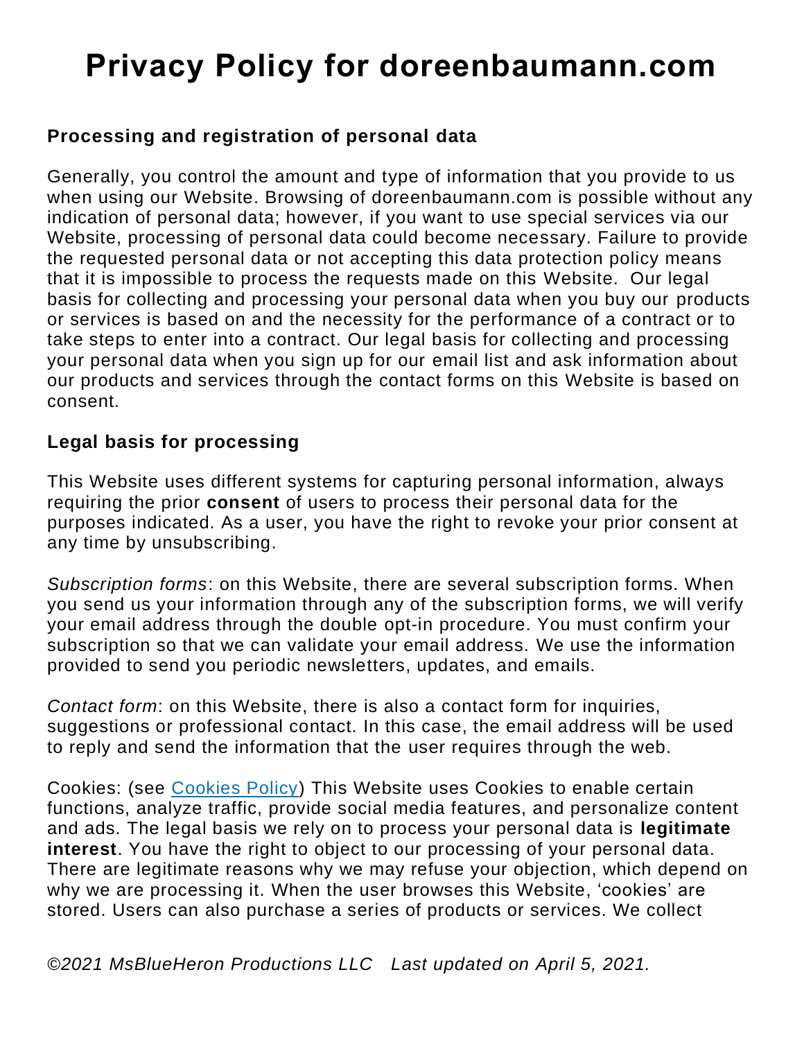# Privacy Policy for doreenbaumann.com

### Processing and registration of personal data

Generally, you control the amount and type of information that you provide to us when using our Website. Browsing of doreenbaumann.com is possible without any indication of personal data; however, if you want to use special services via our Website, processing of personal data could become necessary. Failure to provide the requested personal data or not accepting this data protection policy means that it is impossible to process the requests made on this Website. Our legal basis for collecting and processing your personal data when you buy our products or services is based on and the necessity for the performance of a contract or to take steps to enter into a contract. Our legal basis for collecting and processing your personal data when you sign up for our email list and ask information about our products and services through the contact forms on this Website is based on consent.

### Legal basis for processing

This Website uses different systems for capturing personal information, always requiring the prior **consent** of users to process their personal data for the purposes indicated. As a user, you have the right to revoke your prior consent at any time by unsubscribing.

*Subscription forms*: on this Website, there are several subscription forms. When you send us your information through any of the subscription forms, we will verify your email address through the double opt-in procedure. You must confirm your subscription so that we can validate your email address. We use the information provided to send you periodic newsletters, updates, and emails.

*Contact form*: on this Website, there is also a contact form for inquiries, suggestions or professional contact. In this case, the email address will be used to reply and send the information that the user requires through the web.

Cookies: (see [Cookies Policy]) This Website uses Cookies to enable certain functions, analyze traffic, provide social media features, and personalize content and ads. The legal basis we rely on to process your personal data is **legitimate interest**. You have the right to object to our processing of your personal data. There are legitimate reasons why we may refuse your objection, which depend on why we are processing it. When the user browses this Website, 'cookies' are stored. Users can also purchase a series of products or services. We collect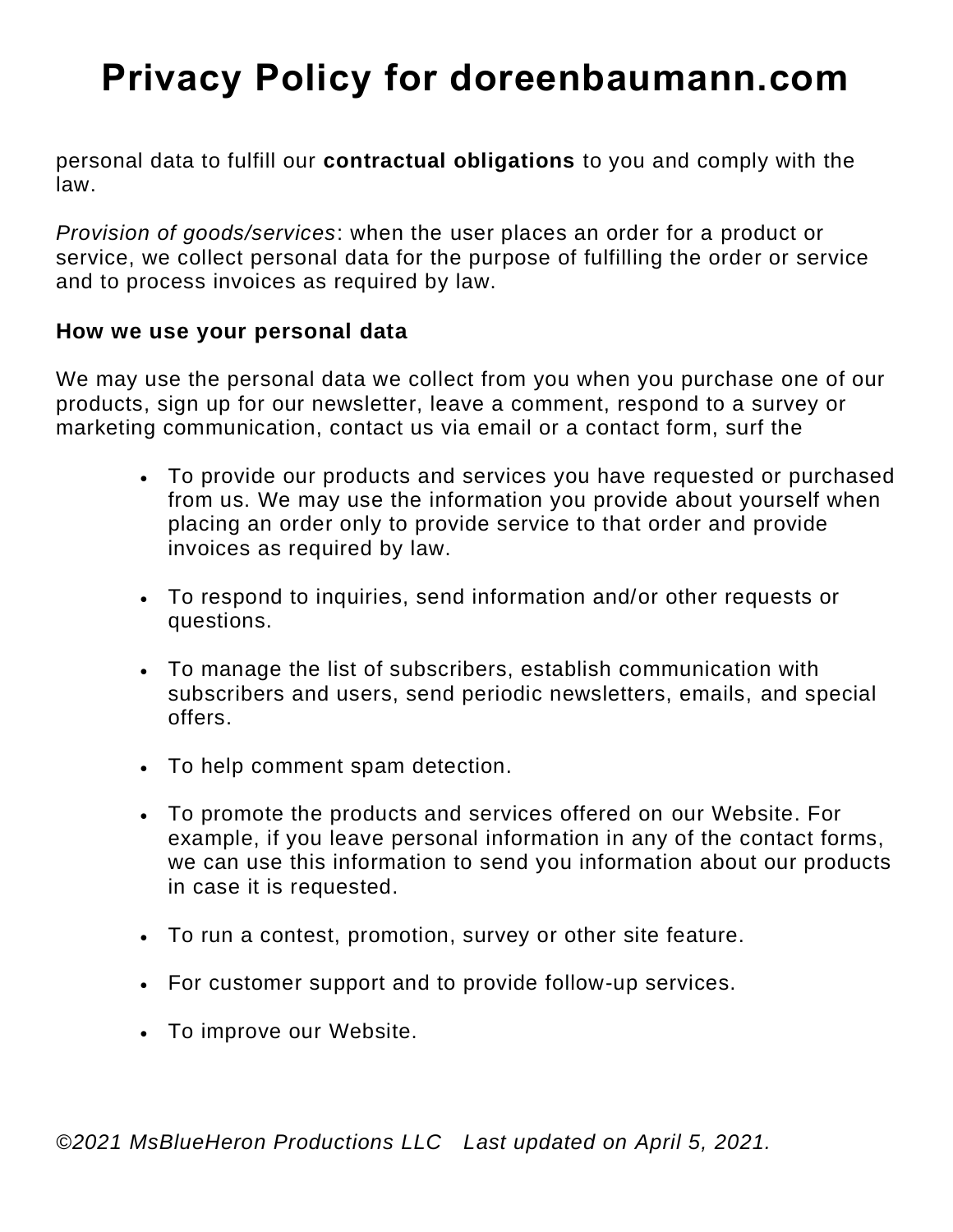personal data to fulfill our **contractual obligations** to you and comply with the law.

*Provision of goods/services*: when the user places an order for a product or service, we collect personal data for the purpose of fulfilling the order or service and to process invoices as required by law.

**How we use your personal data**

We may use the personal data we collect from you when you purchase one of our products, sign up for our newsletter, leave a comment, respond to a survey or marketing communication, contact us via email or a contact form, surf the

- To provide our products and services you have requested or purchased from us. We may use the information you provide about yourself when placing an order only to provide service to that order and provide invoices as required by law.
- To respond to inquiries, send information and/or other requests or questions.
- To manage the list of subscribers, establish communication with subscribers and users, send periodic newsletters, emails, and special offers.
- To help comment spam detection.
- To promote the products and services offered on our Website. For example, if you leave personal information in any of the contact forms, we can use this information to send you information about our products in case it is requested.
- To run a contest, promotion, survey or other site feature.
- For customer support and to provide follow-up services.
- To improve our Website.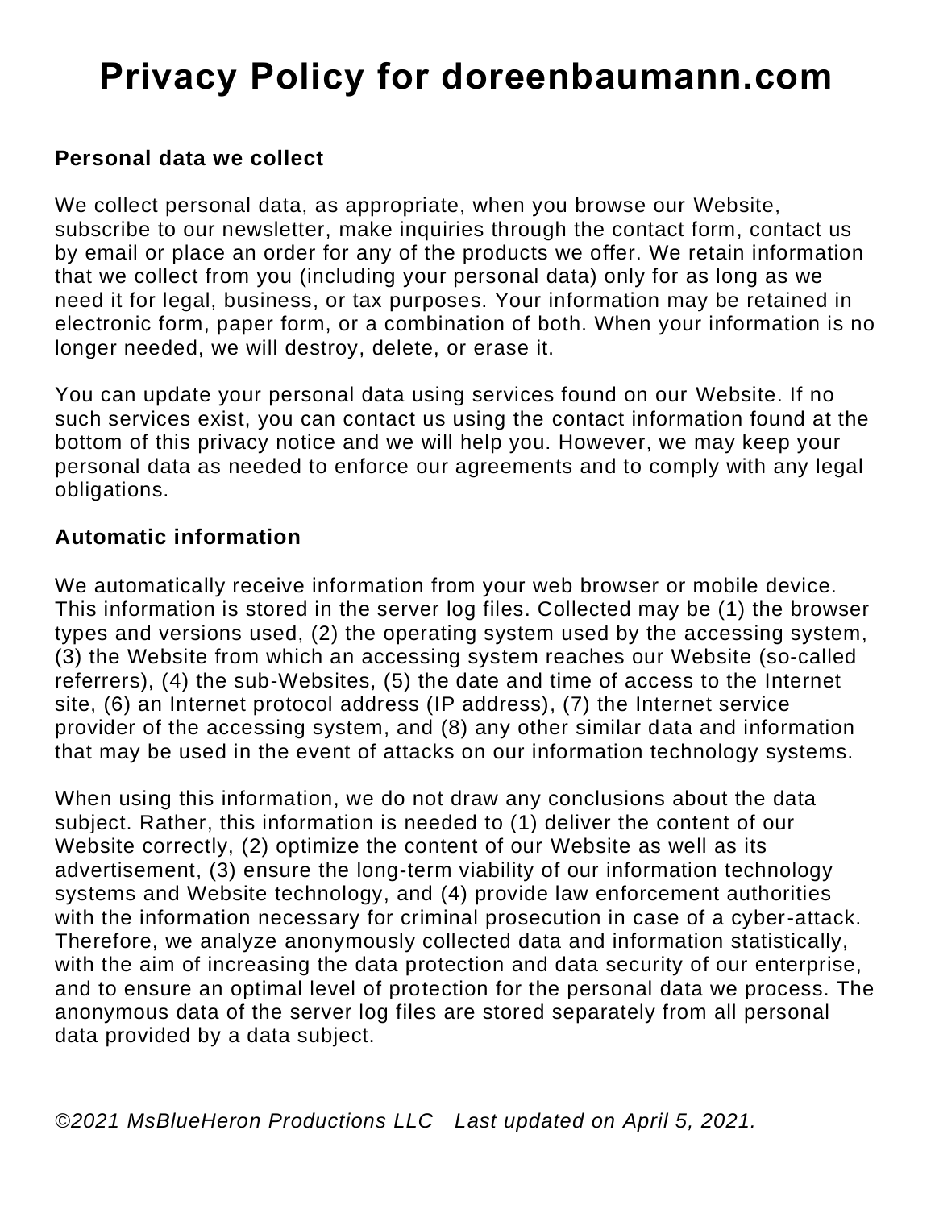# Privacy Policy for doreenbaumann.com

### Personal data we collect

We collect personal data, as appropriate, when you browse our Website, subscribe to our newsletter, make inquiries through the contact form, contact us by email or place an order for any of the products we offer. We retain information that we collect from you (including your personal data) only for as long as we need it for legal, business, or tax purposes. Your information may be retained in electronic form, paper form, or a combination of both. When your information is no longer needed, we will destroy, delete, or erase it.

You can update your personal data using services found on our Website. If no such services exist, you can contact us using the contact information found at the bottom of this privacy notice and we will help you. However, we may keep your personal data as needed to enforce our agreements and to comply with any legal obligations.

### Automatic information

We automatically receive information from your web browser or mobile device. This information is stored in the server log files. Collected may be (1) the browser types and versions used, (2) the operating system used by the accessing system, (3) the Website from which an accessing system reaches our Website (so-called referrers), (4) the sub-Websites, (5) the date and time of access to the Internet site, (6) an Internet protocol address (IP address), (7) the Internet service provider of the accessing system, and (8) any other similar data and information that may be used in the event of attacks on our information technology systems.

When using this information, we do not draw any conclusions about the data subject. Rather, this information is needed to (1) deliver the content of our Website correctly, (2) optimize the content of our Website as well as its advertisement, (3) ensure the long-term viability of our information technology systems and Website technology, and (4) provide law enforcement authorities with the information necessary for criminal prosecution in case of a cyber-attack. Therefore, we analyze anonymously collected data and information statistically, with the aim of increasing the data protection and data security of our enterprise, and to ensure an optimal level of protection for the personal data we process. The anonymous data of the server log files are stored separately from all personal data provided by a data subject.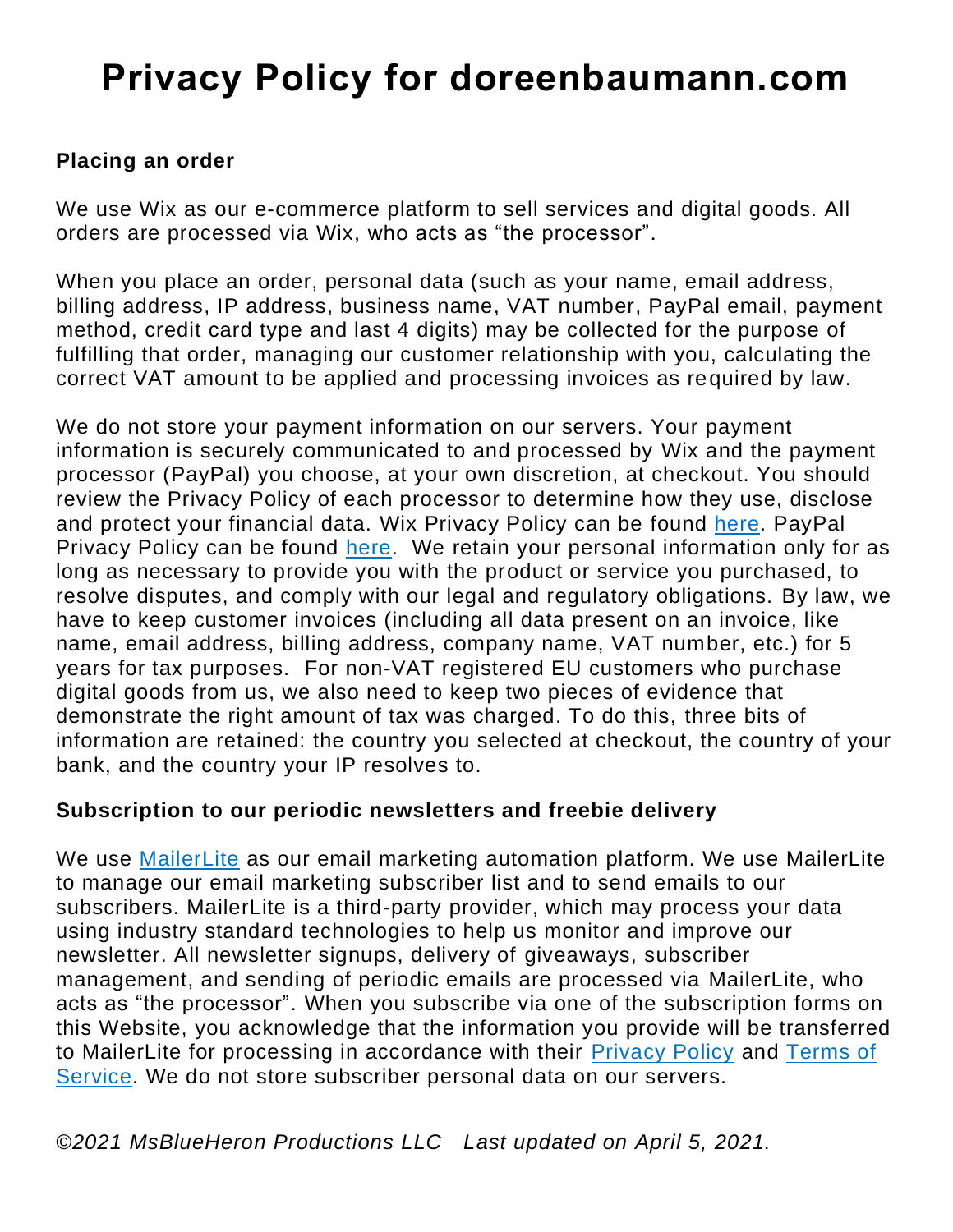# Privacy Policy for doreenbaumann.com

**Placing an order**

We use Wix as our e-commerce platform to sell services and digital goods. All orders are processed via Wix, who acts as "the processor".

When you place an order, personal data (such as your name, email address, billing address, IP address, business name, VAT number, PayPal email, payment method, credit card type and last 4 digits) may be collected for the purpose of fulfilling that order, managing our customer relationship with you, calculating the correct VAT amount to be applied and processing invoices as required by law.

We do not store your payment information on our servers. Your payment information is securely communicated to and processed by Wix and the payment processor (PayPal) you choose, at your own discretion, at checkout. You should review the Privacy Policy of each processor to determine how they use, disclose and protect your financial data. Wix Privacy Policy can be found here. PayPal Privacy Policy can be found here. We retain your personal information only for as long as necessary to provide you with the product or service you purchased, to resolve disputes, and comply with our legal and regulatory obligations. By law, we have to keep customer invoices (including all data present on an invoice, like name, email address, billing address, company name, VAT number, etc.) for 5 years for tax purposes. For non-VAT registered EU customers who purchase digital goods from us, we also need to keep two pieces of evidence that demonstrate the right amount of tax was charged. To do this, three bits of information are retained: the country you selected at checkout, the country of your bank, and the country your IP resolves to.

**Subscription to our periodic newsletters and freebie delivery**

We use MailerLite as our email marketing automation platform. We use MailerLite to manage our email marketing subscriber list and to send emails to our subscribers. MailerLite is a third-party provider, which may process your data using industry standard technologies to help us monitor and improve our newsletter. All newsletter signups, delivery of giveaways, subscriber management, and sending of periodic emails are processed via MailerLite, who acts as "the processor". When you subscribe via one of the subscription forms on this Website, you acknowledge that the information you provide will be transferred to MailerLite for processing in accordance with their Privacy Policy and Terms of Service. We do not store subscriber personal data on our servers.

*©2021 MsBlueHeron Productions LLC Last updated on April 5, 2021.*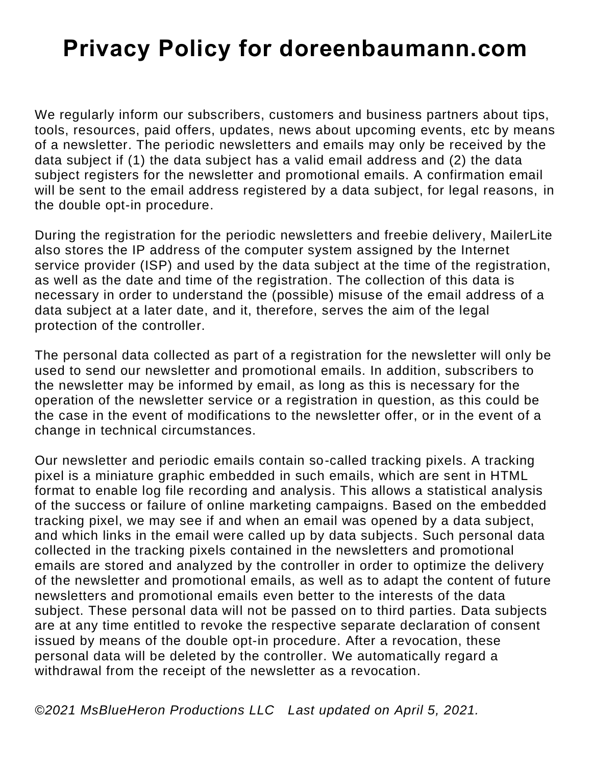# Privacy Policy for doreenbaumann.com

We regularly inform our subscribers, customers and business partners about tips, tools, resources, paid offers, updates, news about upcoming events, etc by means of a newsletter. The periodic newsletters and emails may only be received by the data subject if (1) the data subject has a valid email address and (2) the data subject registers for the newsletter and promotional emails. A confirmation email will be sent to the email address registered by a data subject, for legal reasons, in the double opt-in procedure.

During the registration for the periodic newsletters and freebie delivery, MailerLite also stores the IP address of the computer system assigned by the Internet service provider (ISP) and used by the data subject at the time of the registration, as well as the date and time of the registration. The collection of this data is necessary in order to understand the (possible) misuse of the email address of a data subject at a later date, and it, therefore, serves the aim of the legal protection of the controller.

The personal data collected as part of a registration for the newsletter will only be used to send our newsletter and promotional emails. In addition, subscribers to the newsletter may be informed by email, as long as this is necessary for the operation of the newsletter service or a registration in question, as this could be the case in the event of modifications to the newsletter offer, or in the event of a change in technical circumstances.

Our newsletter and periodic emails contain so-called tracking pixels. A tracking pixel is a miniature graphic embedded in such emails, which are sent in HTML format to enable log file recording and analysis. This allows a statistical analysis of the success or failure of online marketing campaigns. Based on the embedded tracking pixel, we may see if and when an email was opened by a data subject, and which links in the email were called up by data subjects. Such personal data collected in the tracking pixels contained in the newsletters and promotional emails are stored and analyzed by the controller in order to optimize the delivery of the newsletter and promotional emails, as well as to adapt the content of future newsletters and promotional emails even better to the interests of the data subject. These personal data will not be passed on to third parties. Data subjects are at any time entitled to revoke the respective separate declaration of consent issued by means of the double opt-in procedure. After a revocation, these personal data will be deleted by the controller. We automatically regard a withdrawal from the receipt of the newsletter as a revocation.

*©2021 MsBlueHeron Productions LLC   Last updated on April 5, 2021.*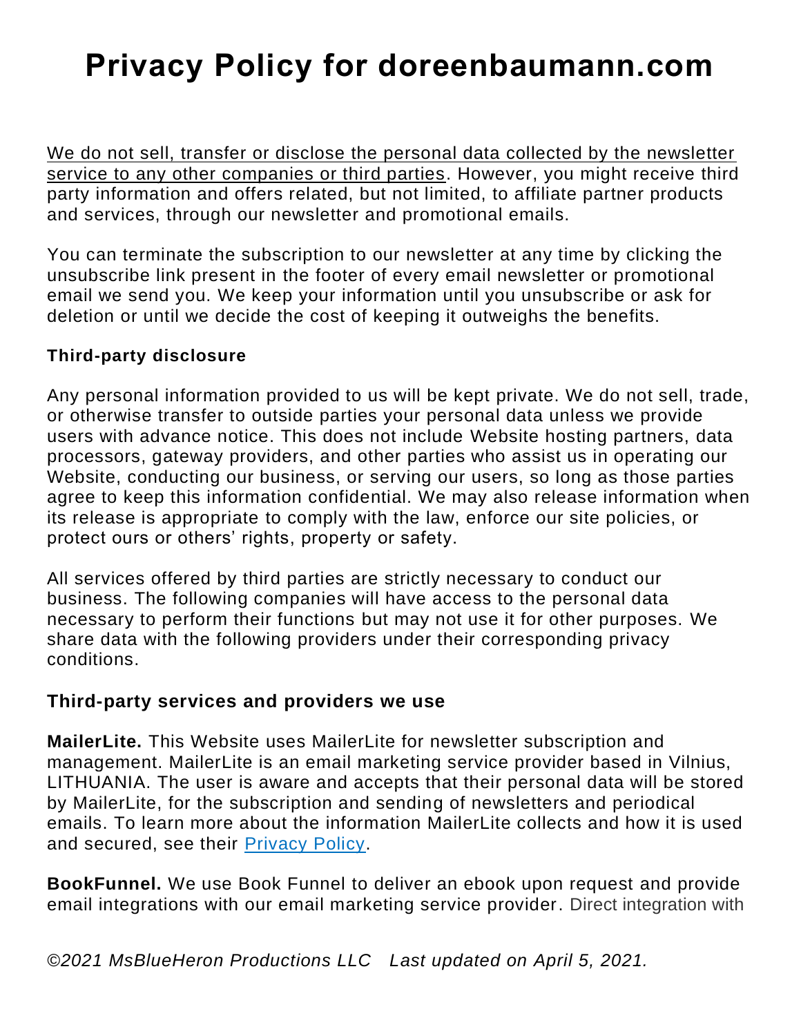# Privacy Policy for doreenbaumann.com

We do not sell, transfer or disclose the personal data collected by the newsletter service to any other companies or third parties. However, you might receive third party information and offers related, but not limited, to affiliate partner products and services, through our newsletter and promotional emails.

You can terminate the subscription to our newsletter at any time by clicking the unsubscribe link present in the footer of every email newsletter or promotional email we send you. We keep your information until you unsubscribe or ask for deletion or until we decide the cost of keeping it outweighs the benefits.

**Third-party disclosure**

Any personal information provided to us will be kept private. We do not sell, trade, or otherwise transfer to outside parties your personal data unless we provide users with advance notice. This does not include Website hosting partners, data processors, gateway providers, and other parties who assist us in operating our Website, conducting our business, or serving our users, so long as those parties agree to keep this information confidential. We may also release information when its release is appropriate to comply with the law, enforce our site policies, or protect ours or others' rights, property or safety.

All services offered by third parties are strictly necessary to conduct our business. The following companies will have access to the personal data necessary to perform their functions but may not use it for other purposes. We share data with the following providers under their corresponding privacy conditions.

**Third-party services and providers we use**

**MailerLite.** This Website uses MailerLite for newsletter subscription and management. MailerLite is an email marketing service provider based in Vilnius, LITHUANIA. The user is aware and accepts that their personal data will be stored by MailerLite, for the subscription and sending of newsletters and periodical emails. To learn more about the information MailerLite collects and how it is used and secured, see their Privacy Policy.

**BookFunnel.** We use Book Funnel to deliver an ebook upon request and provide email integrations with our email marketing service provider. Direct integration with

*©2021 MsBlueHeron Productions LLC Last updated on April 5, 2021.*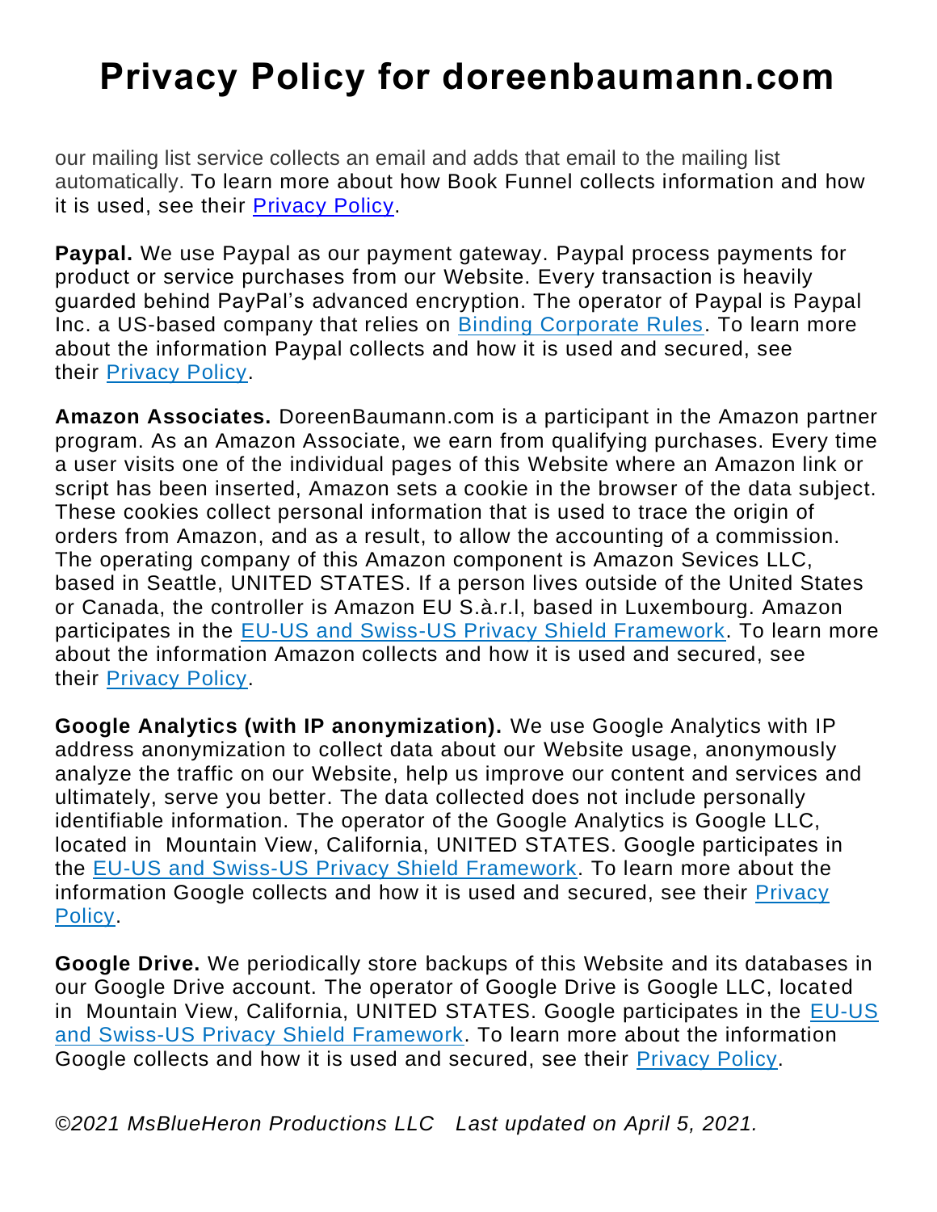# Privacy Policy for doreenbaumann.com

our mailing list service collects an email and adds that email to the mailing list automatically. To learn more about how Book Funnel collects information and how it is used, see their Privacy Policy.

**Paypal.** We use Paypal as our payment gateway. Paypal process payments for product or service purchases from our Website. Every transaction is heavily guarded behind PayPal's advanced encryption. The operator of Paypal is Paypal Inc. a US-based company that relies on Binding Corporate Rules. To learn more about the information Paypal collects and how it is used and secured, see their Privacy Policy.

**Amazon Associates.** DoreenBaumann.com is a participant in the Amazon partner program. As an Amazon Associate, we earn from qualifying purchases. Every time a user visits one of the individual pages of this Website where an Amazon link or script has been inserted, Amazon sets a cookie in the browser of the data subject. These cookies collect personal information that is used to trace the origin of orders from Amazon, and as a result, to allow the accounting of a commission. The operating company of this Amazon component is Amazon Sevices LLC, based in Seattle, UNITED STATES. If a person lives outside of the United States or Canada, the controller is Amazon EU S.à.r.l, based in Luxembourg. Amazon participates in the EU-US and Swiss-US Privacy Shield Framework. To learn more about the information Amazon collects and how it is used and secured, see their Privacy Policy.

**Google Analytics (with IP anonymization).** We use Google Analytics with IP address anonymization to collect data about our Website usage, anonymously analyze the traffic on our Website, help us improve our content and services and ultimately, serve you better. The data collected does not include personally identifiable information. The operator of the Google Analytics is Google LLC, located in Mountain View, California, UNITED STATES. Google participates in the EU-US and Swiss-US Privacy Shield Framework. To learn more about the information Google collects and how it is used and secured, see their Privacy Policy.

**Google Drive.** We periodically store backups of this Website and its databases in our Google Drive account. The operator of Google Drive is Google LLC, located in Mountain View, California, UNITED STATES. Google participates in the EU-US and Swiss-US Privacy Shield Framework. To learn more about the information Google collects and how it is used and secured, see their Privacy Policy.

*©2021 MsBlueHeron Productions LLC Last updated on April 5, 2021.*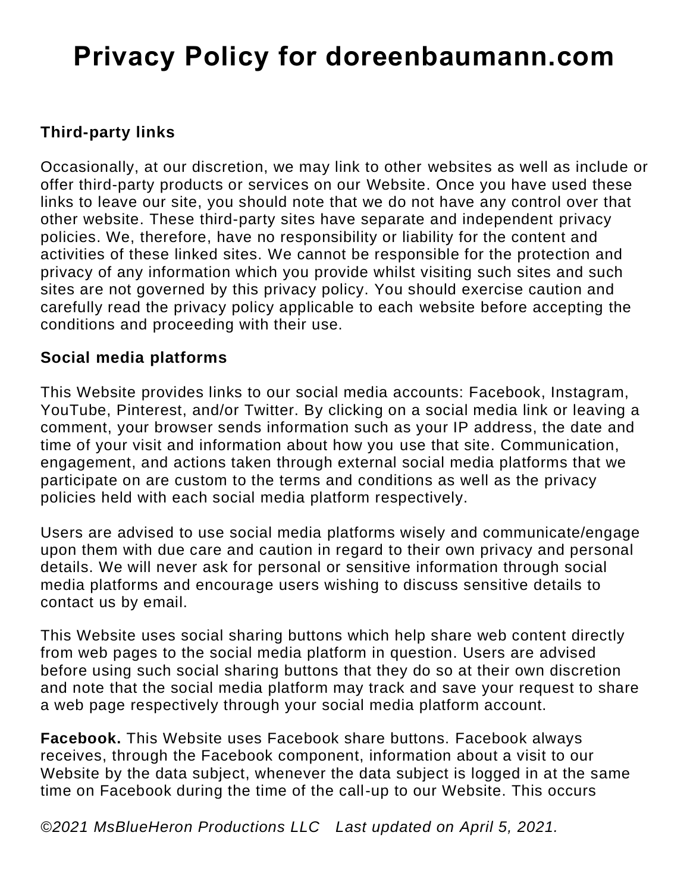# Privacy Policy for doreenbaumann.com

**Third-party links**

Occasionally, at our discretion, we may link to other websites as well as include or offer third-party products or services on our Website. Once you have used these links to leave our site, you should note that we do not have any control over that other website. These third-party sites have separate and independent privacy policies. We, therefore, have no responsibility or liability for the content and activities of these linked sites. We cannot be responsible for the protection and privacy of any information which you provide whilst visiting such sites and such sites are not governed by this privacy policy. You should exercise caution and carefully read the privacy policy applicable to each website before accepting the conditions and proceeding with their use.

**Social media platforms**

This Website provides links to our social media accounts: Facebook, Instagram, YouTube, Pinterest, and/or Twitter. By clicking on a social media link or leaving a comment, your browser sends information such as your IP address, the date and time of your visit and information about how you use that site. Communication, engagement, and actions taken through external social media platforms that we participate on are custom to the terms and conditions as well as the privacy policies held with each social media platform respectively.

Users are advised to use social media platforms wisely and communicate/engage upon them with due care and caution in regard to their own privacy and personal details. We will never ask for personal or sensitive information through social media platforms and encourage users wishing to discuss sensitive details to contact us by email.

This Website uses social sharing buttons which help share web content directly from web pages to the social media platform in question. Users are advised before using such social sharing buttons that they do so at their own discretion and note that the social media platform may track and save your request to share a web page respectively through your social media platform account.

**Facebook.** This Website uses Facebook share buttons. Facebook always receives, through the Facebook component, information about a visit to our Website by the data subject, whenever the data subject is logged in at the same time on Facebook during the time of the call-up to our Website. This occurs

*©2021 MsBlueHeron Productions LLC Last updated on April 5, 2021.*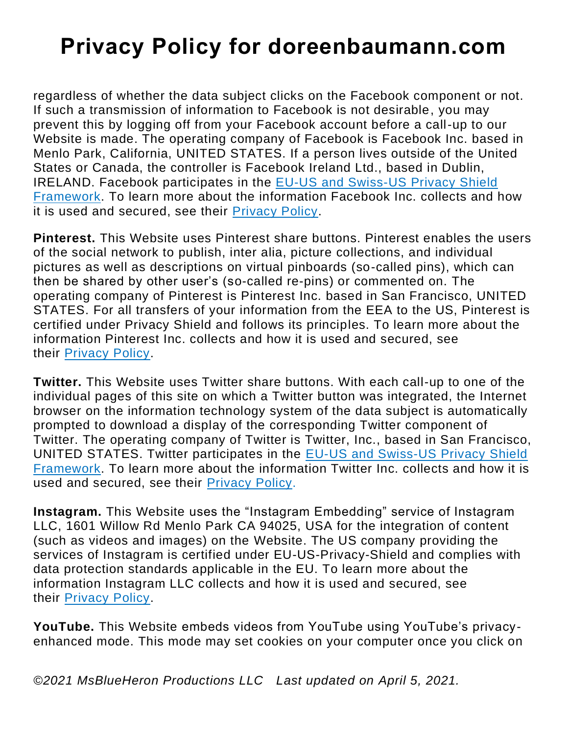regardless of whether the data subject clicks on the Facebook component or not. If such a transmission of information to Facebook is not desirable, you may prevent this by logging off from your Facebook account before a call-up to our Website is made. The operating company of Facebook is Facebook Inc. based in Menlo Park, California, UNITED STATES. If a person lives outside of the United States or Canada, the controller is Facebook Ireland Ltd., based in Dublin, IRELAND. Facebook participates in the EU-US and Swiss-US Privacy Shield Framework. To learn more about the information Facebook Inc. collects and how it is used and secured, see their Privacy Policy.

**Pinterest.** This Website uses Pinterest share buttons. Pinterest enables the users of the social network to publish, inter alia, picture collections, and individual pictures as well as descriptions on virtual pinboards (so-called pins), which can then be shared by other user's (so-called re-pins) or commented on. The operating company of Pinterest is Pinterest Inc. based in San Francisco, UNITED STATES. For all transfers of your information from the EEA to the US, Pinterest is certified under Privacy Shield and follows its principles. To learn more about the information Pinterest Inc. collects and how it is used and secured, see their Privacy Policy.

**Twitter.** This Website uses Twitter share buttons. With each call-up to one of the individual pages of this site on which a Twitter button was integrated, the Internet browser on the information technology system of the data subject is automatically prompted to download a display of the corresponding Twitter component of Twitter. The operating company of Twitter is Twitter, Inc., based in San Francisco, UNITED STATES. Twitter participates in the EU-US and Swiss-US Privacy Shield Framework. To learn more about the information Twitter Inc. collects and how it is used and secured, see their Privacy Policy.

**Instagram.** This Website uses the "Instagram Embedding" service of Instagram LLC, 1601 Willow Rd Menlo Park CA 94025, USA for the integration of content (such as videos and images) on the Website. The US company providing the services of Instagram is certified under EU-US-Privacy-Shield and complies with data protection standards applicable in the EU. To learn more about the information Instagram LLC collects and how it is used and secured, see their Privacy Policy.

**YouTube.** This Website embeds videos from YouTube using YouTube's privacy-enhanced mode. This mode may set cookies on your computer once you click on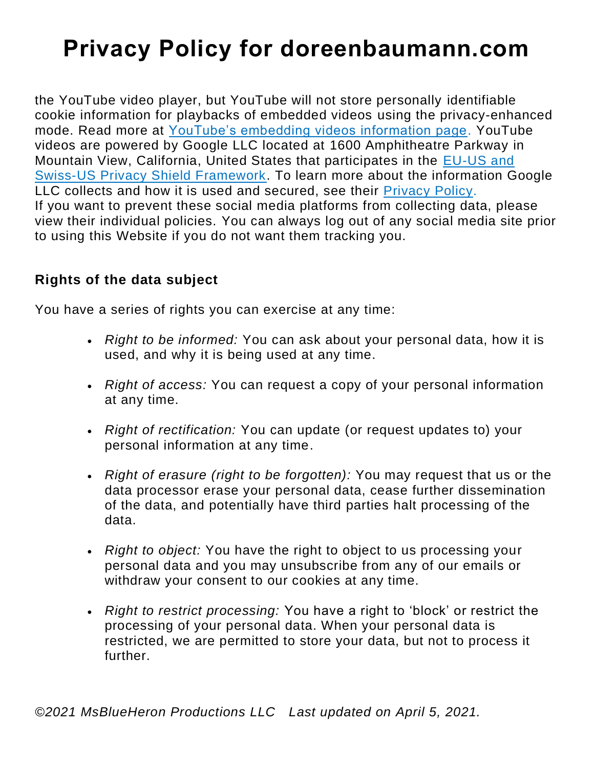the YouTube video player, but YouTube will not store personally identifiable cookie information for playbacks of embedded videos using the privacy-enhanced mode. Read more at YouTube's embedding videos information page. YouTube videos are powered by Google LLC located at 1600 Amphitheatre Parkway in Mountain View, California, United States that participates in the EU-US and Swiss-US Privacy Shield Framework. To learn more about the information Google LLC collects and how it is used and secured, see their Privacy Policy.
If you want to prevent these social media platforms from collecting data, please view their individual policies. You can always log out of any social media site prior to using this Website if you do not want them tracking you.

### Rights of the data subject

You have a series of rights you can exercise at any time:

- *Right to be informed:* You can ask about your personal data, how it is used, and why it is being used at any time.
- *Right of access:* You can request a copy of your personal information at any time.
- *Right of rectification:* You can update (or request updates to) your personal information at any time.
- *Right of erasure (right to be forgotten):* You may request that us or the data processor erase your personal data, cease further dissemination of the data, and potentially have third parties halt processing of the data.
- *Right to object:* You have the right to object to us processing your personal data and you may unsubscribe from any of our emails or withdraw your consent to our cookies at any time.
- *Right to restrict processing:* You have a right to 'block' or restrict the processing of your personal data. When your personal data is restricted, we are permitted to store your data, but not to process it further.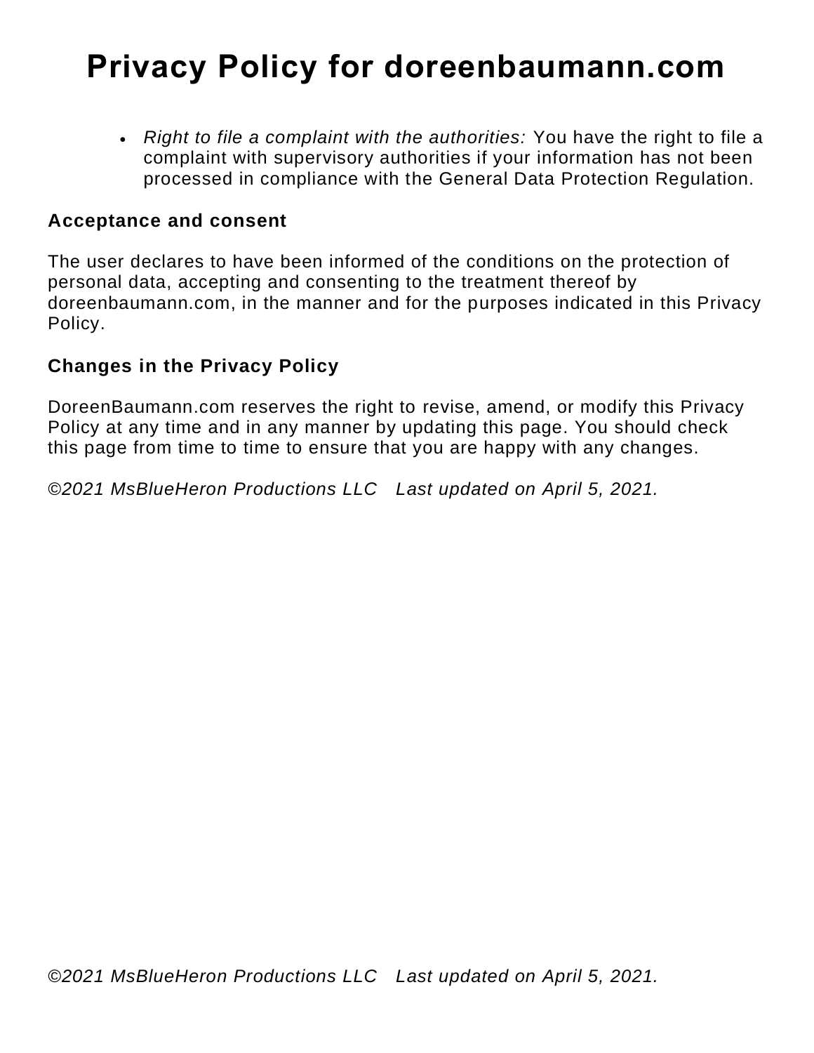- *Right to file a complaint with the authorities:* You have the right to file a complaint with supervisory authorities if your information has not been processed in compliance with the General Data Protection Regulation.

**Acceptance and consent**

The user declares to have been informed of the conditions on the protection of personal data, accepting and consenting to the treatment thereof by doreenbaumann.com, in the manner and for the purposes indicated in this Privacy Policy.

**Changes in the Privacy Policy**

DoreenBaumann.com reserves the right to revise, amend, or modify this Privacy Policy at any time and in any manner by updating this page. You should check this page from time to time to ensure that you are happy with any changes.

*©2021 MsBlueHeron Productions LLC   Last updated on April 5, 2021.*